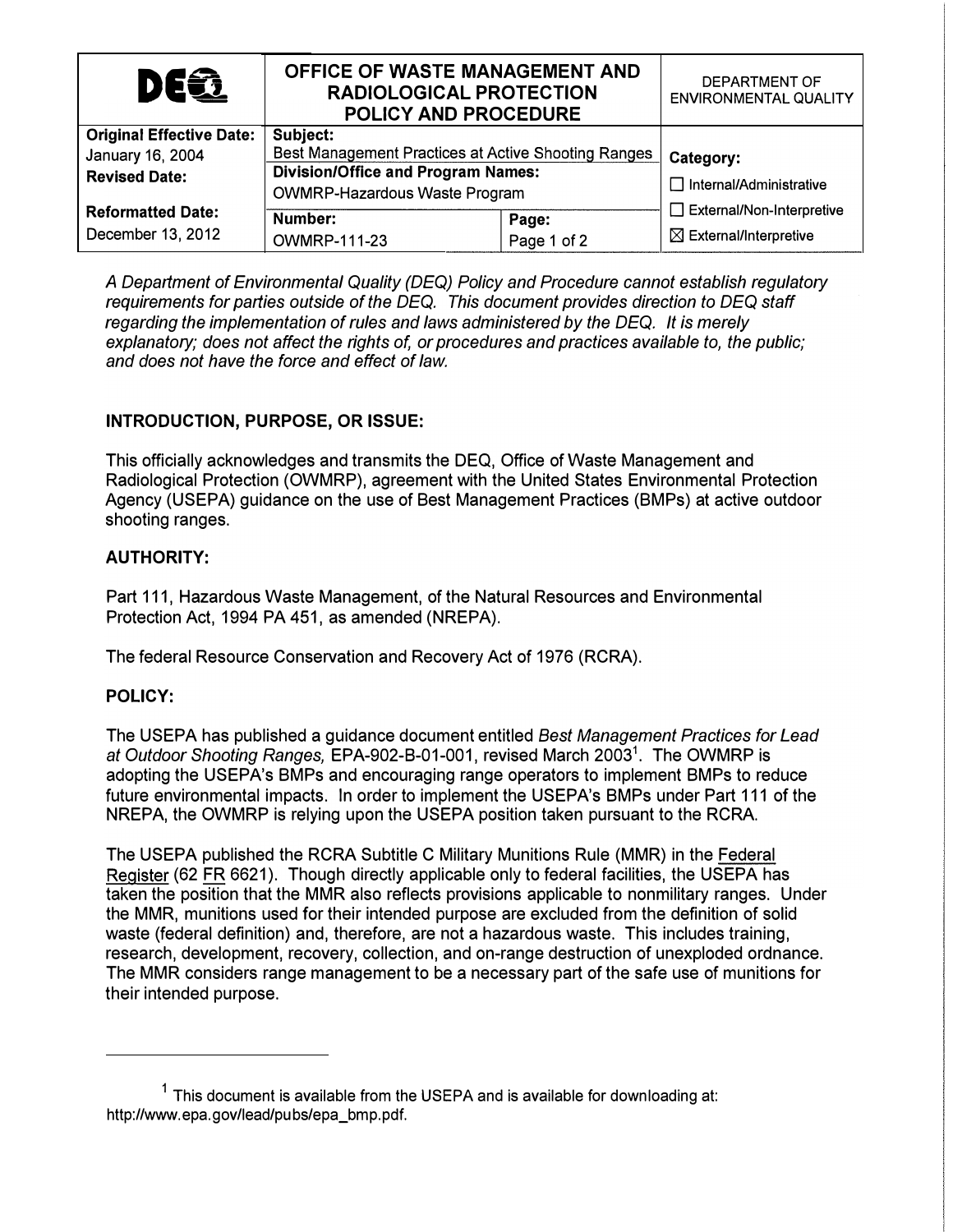| DEQ | OFFICE OF WASTE MANAGEMENT AND RADIOLOGICAL PROTECTION POLICY AND PROCEDURE | | DEPARTMENT OF ENVIRONMENTAL QUALITY |
|---|---|---|---|
| **Original Effective Date:** January 16, 2004 **Revised Date:** | **Subject:** Best Management Practices at Active Shooting Ranges | | **Category:** ☐ Internal/Administrative ☐ External/Non-Interpretive ☒ External/Interpretive |
| | **Division/Office and Program Names:** OWMRP-Hazardous Waste Program | | |
| **Reformatted Date:** December 13, 2012 | **Number:** OWMRP-111-23 | **Page:** Page 1 of 2 | |

*A Department of Environmental Quality (DEQ) Policy and Procedure cannot establish regulatory requirements for parties outside of the DEQ. This document provides direction to DEQ staff regarding the implementation of rules and laws administered by the DEQ. It is merely explanatory; does not affect the rights of, or procedures and practices available to, the public; and does not have the force and effect of law.*

## INTRODUCTION, PURPOSE, OR ISSUE:

This officially acknowledges and transmits the DEQ, Office of Waste Management and Radiological Protection (OWMRP), agreement with the United States Environmental Protection Agency (USEPA) guidance on the use of Best Management Practices (BMPs) at active outdoor shooting ranges.

## AUTHORITY:

Part 111, Hazardous Waste Management, of the Natural Resources and Environmental Protection Act, 1994 PA 451, as amended (NREPA).

The federal Resource Conservation and Recovery Act of 1976 (RCRA).

## POLICY:

The USEPA has published a guidance document entitled *Best Management Practices for Lead at Outdoor Shooting Ranges,* EPA-902-B-01-001, revised March 2003[1]. The OWMRP is adopting the USEPA's BMPs and encouraging range operators to implement BMPs to reduce future environmental impacts. In order to implement the USEPA's BMPs under Part 111 of the NREPA, the OWMRP is relying upon the USEPA position taken pursuant to the RCRA.

The USEPA published the RCRA Subtitle C Military Munitions Rule (MMR) in the Federal Register (62 FR 6621). Though directly applicable only to federal facilities, the USEPA has taken the position that the MMR also reflects provisions applicable to nonmilitary ranges. Under the MMR, munitions used for their intended purpose are excluded from the definition of solid waste (federal definition) and, therefore, are not a hazardous waste. This includes training, research, development, recovery, collection, and on-range destruction of unexploded ordnance. The MMR considers range management to be a necessary part of the safe use of munitions for their intended purpose.

---

[1] This document is available from the USEPA and is available for downloading at: http://www.epa.gov/lead/pubs/epa_bmp.pdf.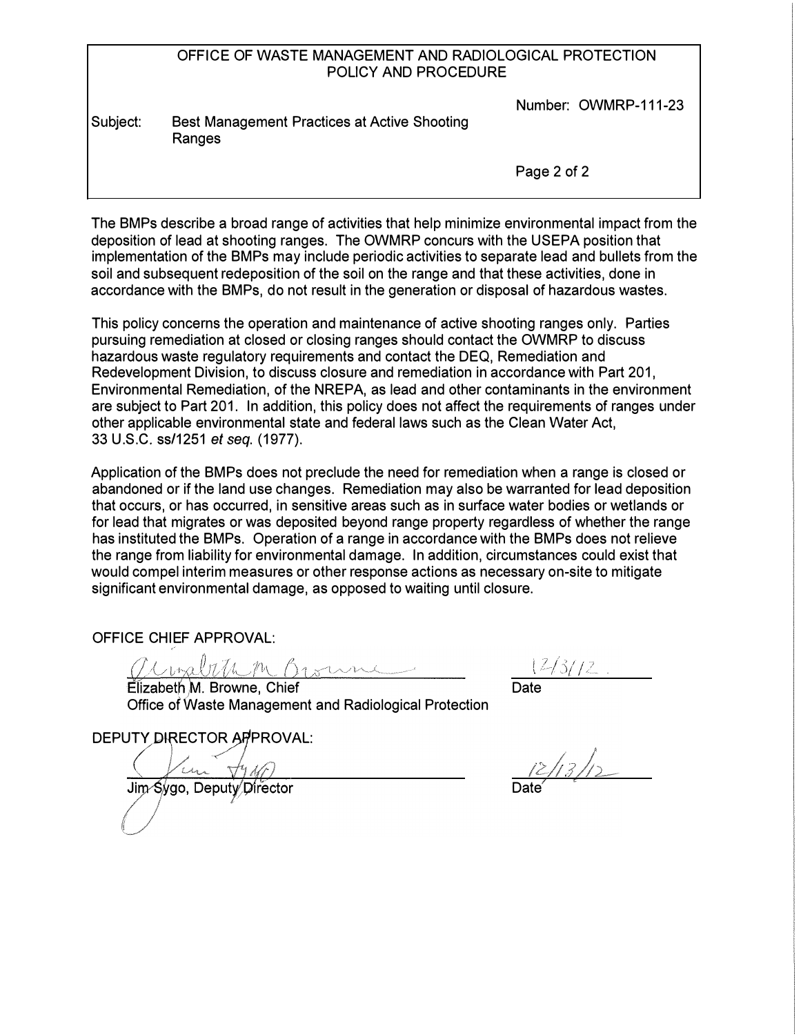The BMPs describe a broad range of activities that help minimize environmental impact from the deposition of lead at shooting ranges. The OWMRP concurs with the USEPA position that implementation of the BMPs may include periodic activities to separate lead and bullets from the soil and subsequent redeposition of the soil on the range and that these activities, done in accordance with the BMPs, do not result in the generation or disposal of hazardous wastes.

This policy concerns the operation and maintenance of active shooting ranges only. Parties pursuing remediation at closed or closing ranges should contact the OWMRP to discuss hazardous waste regulatory requirements and contact the DEQ, Remediation and Redevelopment Division, to discuss closure and remediation in accordance with Part 201, Environmental Remediation, of the NREPA, as lead and other contaminants in the environment are subject to Part 201. In addition, this policy does not affect the requirements of ranges under other applicable environmental state and federal laws such as the Clean Water Act, 33 U.S.C. ss/1251 *et seq.* (1977).

Application of the BMPs does not preclude the need for remediation when a range is closed or abandoned or if the land use changes. Remediation may also be warranted for lead deposition that occurs, or has occurred, in sensitive areas such as in surface water bodies or wetlands or for lead that migrates or was deposited beyond range property regardless of whether the range has instituted the BMPs. Operation of a range in accordance with the BMPs does not relieve the range from liability for environmental damage. In addition, circumstances could exist that would compel interim measures or other response actions as necessary on-site to mitigate significant environmental damage, as opposed to waiting until closure.

OFFICE CHIEF APPROVAL:

Elizabeth M. Browne, Chief
Office of Waste Management and Radiological Protection

Date: 12/3/12

DEPUTY DIRECTOR APPROVAL:

Jim Sygo, Deputy Director

Date: 12/13/12